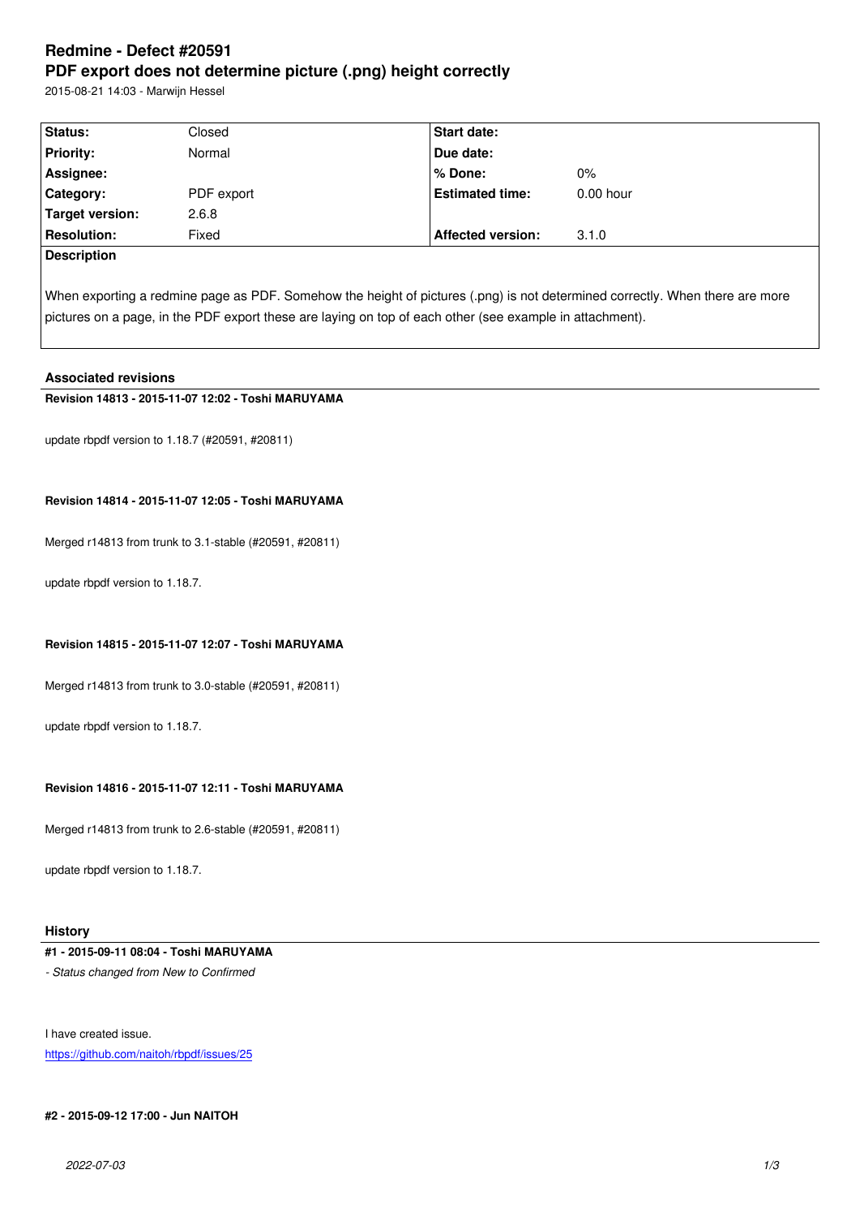# Redmine - Defect #20591

# PDF export does not determine picture (.png) height correctly

2015-08-21 14:03 - Marwijn Hessel

| | | | |
|---|---|---|---|
| **Status:** | Closed | **Start date:** | |
| **Priority:** | Normal | **Due date:** | |
| **Assignee:** | | **% Done:** | 0% |
| **Category:** | PDF export | **Estimated time:** | 0.00 hour |
| **Target version:** | 2.6.8 | | |
| **Resolution:** | Fixed | **Affected version:** | 3.1.0 |

**Description**

When exporting a redmine page as PDF. Somehow the height of pictures (.png) is not determined correctly. When there are more pictures on a page, in the PDF export these are laying on top of each other (see example in attachment).

## Associated revisions

**Revision 14813 - 2015-11-07 12:02 - Toshi MARUYAMA**

update rbpdf version to 1.18.7 (#20591, #20811)

**Revision 14814 - 2015-11-07 12:05 - Toshi MARUYAMA**

Merged r14813 from trunk to 3.1-stable (#20591, #20811)

update rbpdf version to 1.18.7.

**Revision 14815 - 2015-11-07 12:07 - Toshi MARUYAMA**

Merged r14813 from trunk to 3.0-stable (#20591, #20811)

update rbpdf version to 1.18.7.

**Revision 14816 - 2015-11-07 12:11 - Toshi MARUYAMA**

Merged r14813 from trunk to 2.6-stable (#20591, #20811)

update rbpdf version to 1.18.7.

## History

**#1 - 2015-09-11 08:04 - Toshi MARUYAMA**

*- Status changed from New to Confirmed*

I have created issue.
https://github.com/naitoh/rbpdf/issues/25

**#2 - 2015-09-12 17:00 - Jun NAITOH**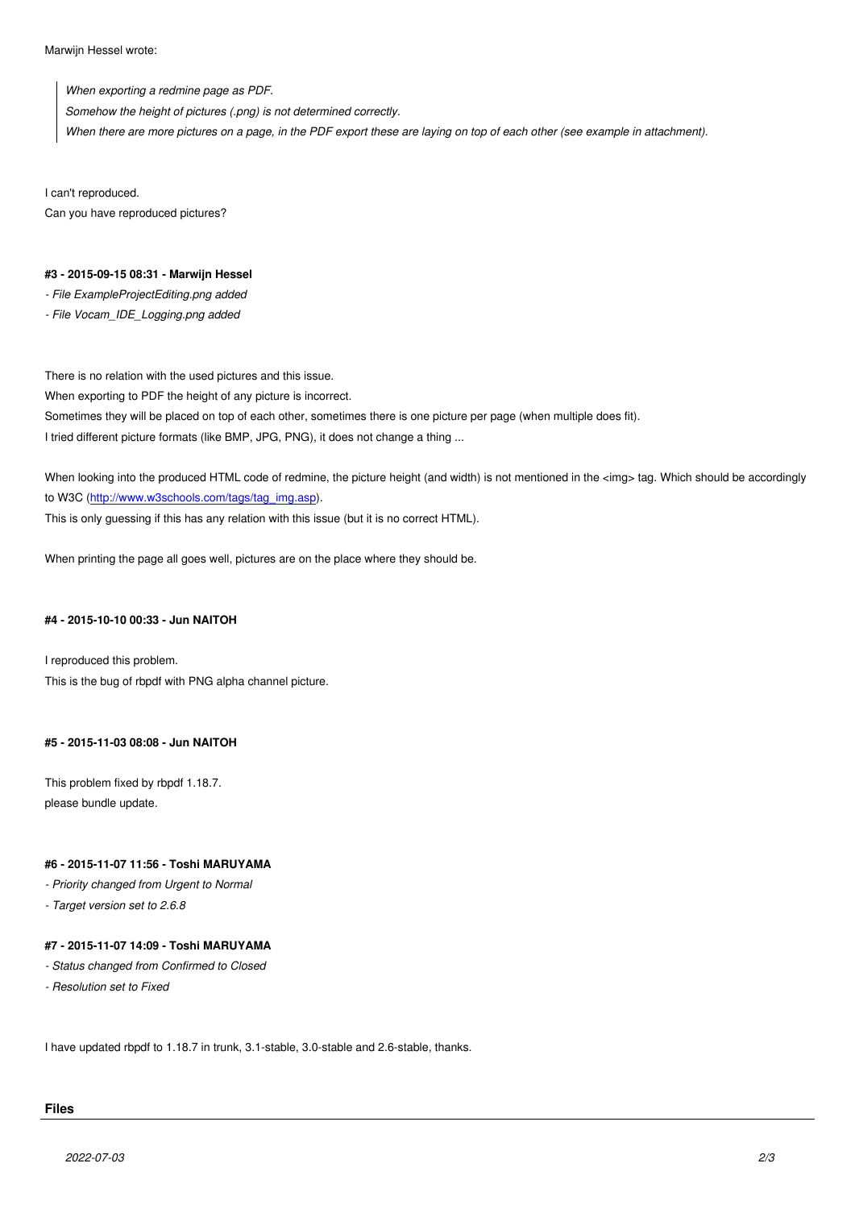Marwijn Hessel wrote:

> *When exporting a redmine page as PDF.*
> *Somehow the height of pictures (.png) is not determined correctly.*
> *When there are more pictures on a page, in the PDF export these are laying on top of each other (see example in attachment).*

I can't reproduced.
Can you have reproduced pictures?

#### #3 - 2015-09-15 08:31 - Marwijn Hessel

- *File ExampleProjectEditing.png added*
- *File Vocam_IDE_Logging.png added*

There is no relation with the used pictures and this issue.
When exporting to PDF the height of any picture is incorrect.
Sometimes they will be placed on top of each other, sometimes there is one picture per page (when multiple does fit).
I tried different picture formats (like BMP, JPG, PNG), it does not change a thing ...

When looking into the produced HTML code of redmine, the picture height (and width) is not mentioned in the <img> tag. Which should be accordingly to W3C ([http://www.w3schools.com/tags/tag_img.asp](http://www.w3schools.com/tags/tag_img.asp)).
This is only guessing if this has any relation with this issue (but it is no correct HTML).

When printing the page all goes well, pictures are on the place where they should be.

#### #4 - 2015-10-10 00:33 - Jun NAITOH

I reproduced this problem.
This is the bug of rbpdf with PNG alpha channel picture.

#### #5 - 2015-11-03 08:08 - Jun NAITOH

This problem fixed by rbpdf 1.18.7.
please bundle update.

#### #6 - 2015-11-07 11:56 - Toshi MARUYAMA

- *Priority changed from Urgent to Normal*
- *Target version set to 2.6.8*

#### #7 - 2015-11-07 14:09 - Toshi MARUYAMA

- *Status changed from Confirmed to Closed*
- *Resolution set to Fixed*

I have updated rbpdf to 1.18.7 in trunk, 3.1-stable, 3.0-stable and 2.6-stable, thanks.

## Files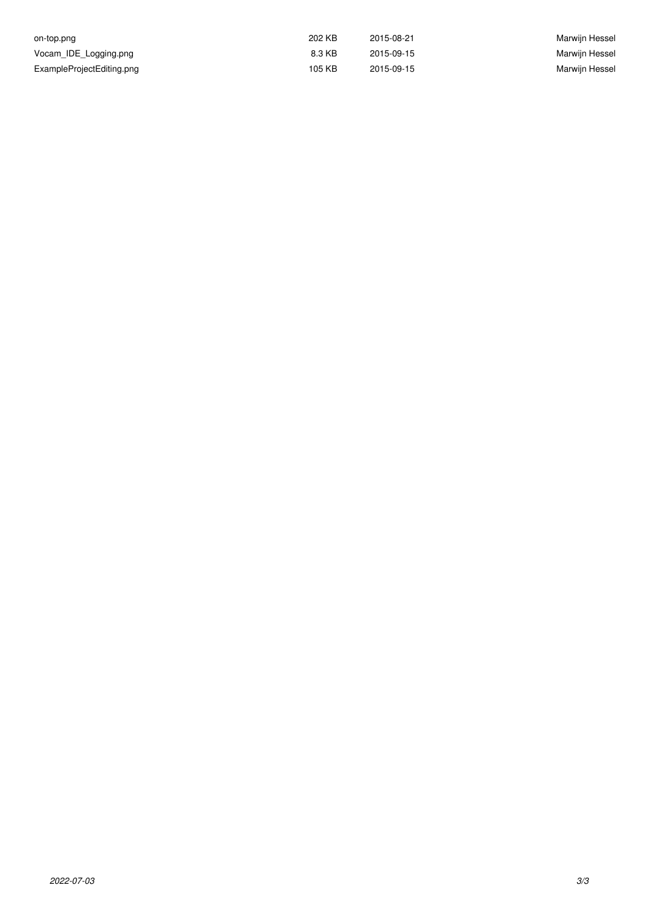| | | | |
|---|---|---|---|
| on-top.png | 202 KB | 2015-08-21 | Marwijn Hessel |
| Vocam_IDE_Logging.png | 8.3 KB | 2015-09-15 | Marwijn Hessel |
| ExampleProjectEditing.png | 105 KB | 2015-09-15 | Marwijn Hessel |